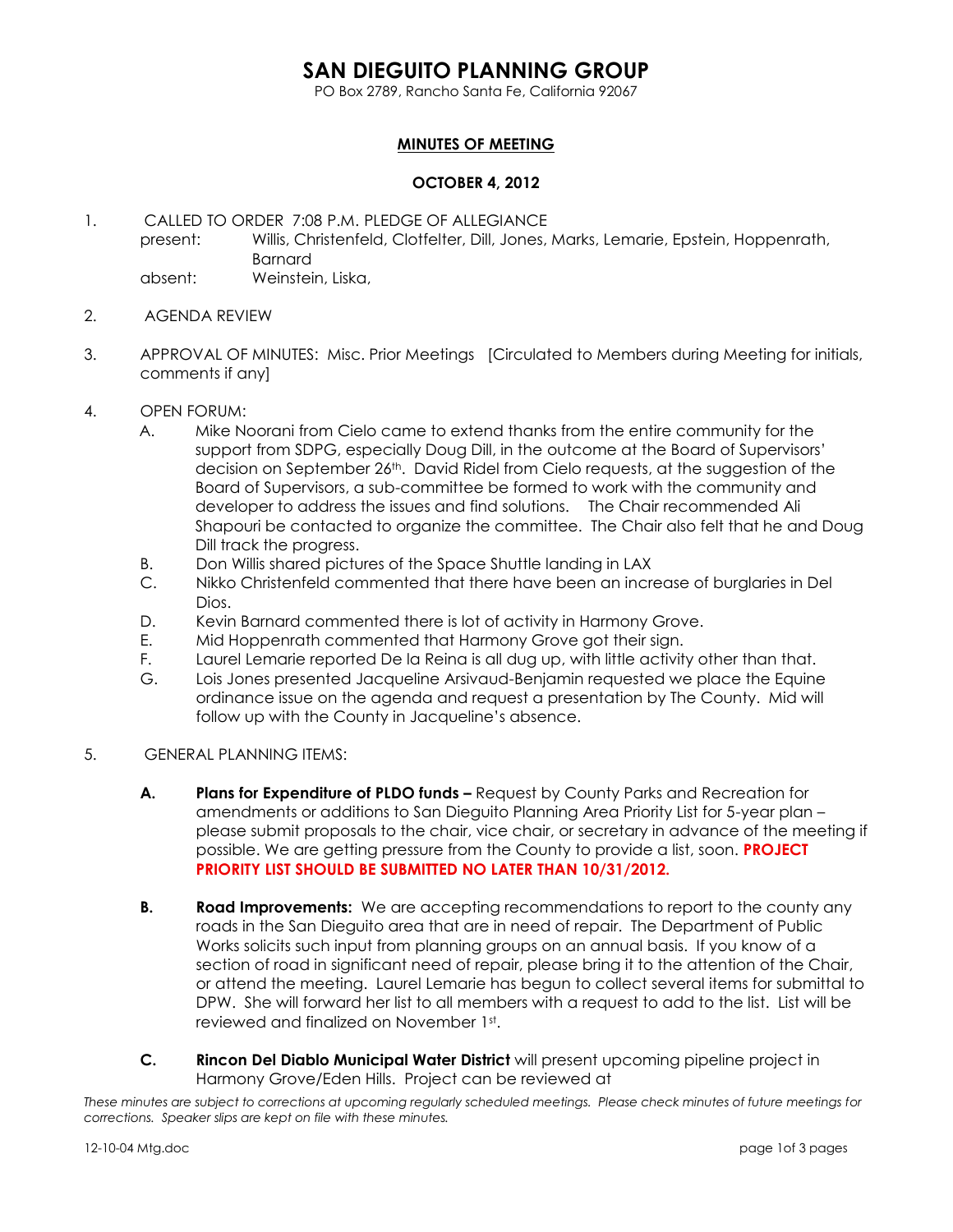# SAN DIEGUITO PLANNING GROUP

PO Box 2789, Rancho Santa Fe, California 92067

**MINUTES OF MEETING**

**OCTOBER 4, 2012**

1. CALLED TO ORDER 7:08 P.M. PLEDGE OF ALLEGIANCE
   present: Willis, Christenfeld, Clotfelter, Dill, Jones, Marks, Lemarie, Epstein, Hoppenrath, Barnard
   absent: Weinstein, Liska,

2. AGENDA REVIEW

3. APPROVAL OF MINUTES: Misc. Prior Meetings [Circulated to Members during Meeting for initials, comments if any]

4. OPEN FORUM:
   - A. Mike Noorani from Cielo came to extend thanks from the entire community for the support from SDPG, especially Doug Dill, in the outcome at the Board of Supervisors' decision on September 26th. David Ridel from Cielo requests, at the suggestion of the Board of Supervisors, a sub-committee be formed to work with the community and developer to address the issues and find solutions. The Chair recommended Ali Shapouri be contacted to organize the committee. The Chair also felt that he and Doug Dill track the progress.
   - B. Don Willis shared pictures of the Space Shuttle landing in LAX
   - C. Nikko Christenfeld commented that there have been an increase of burglaries in Del Dios.
   - D. Kevin Barnard commented there is lot of activity in Harmony Grove.
   - E. Mid Hoppenrath commented that Harmony Grove got their sign.
   - F. Laurel Lemarie reported De la Reina is all dug up, with little activity other than that.
   - G. Lois Jones presented Jacqueline Arsivaud-Benjamin requested we place the Equine ordinance issue on the agenda and request a presentation by The County. Mid will follow up with the County in Jacqueline's absence.

5. GENERAL PLANNING ITEMS:
   - **A. Plans for Expenditure of PLDO funds –** Request by County Parks and Recreation for amendments or additions to San Dieguito Planning Area Priority List for 5-year plan – please submit proposals to the chair, vice chair, or secretary in advance of the meeting if possible. We are getting pressure from the County to provide a list, soon. **PROJECT PRIORITY LIST SHOULD BE SUBMITTED NO LATER THAN 10/31/2012.**
   - **B. Road Improvements:** We are accepting recommendations to report to the county any roads in the San Dieguito area that are in need of repair. The Department of Public Works solicits such input from planning groups on an annual basis. If you know of a section of road in significant need of repair, please bring it to the attention of the Chair, or attend the meeting. Laurel Lemarie has begun to collect several items for submittal to DPW. She will forward her list to all members with a request to add to the list. List will be reviewed and finalized on November 1st.
   - **C. Rincon Del Diablo Municipal Water District** will present upcoming pipeline project in Harmony Grove/Eden Hills. Project can be reviewed at

*These minutes are subject to corrections at upcoming regularly scheduled meetings. Please check minutes of future meetings for corrections. Speaker slips are kept on file with these minutes.*

12-10-04 Mtg.doc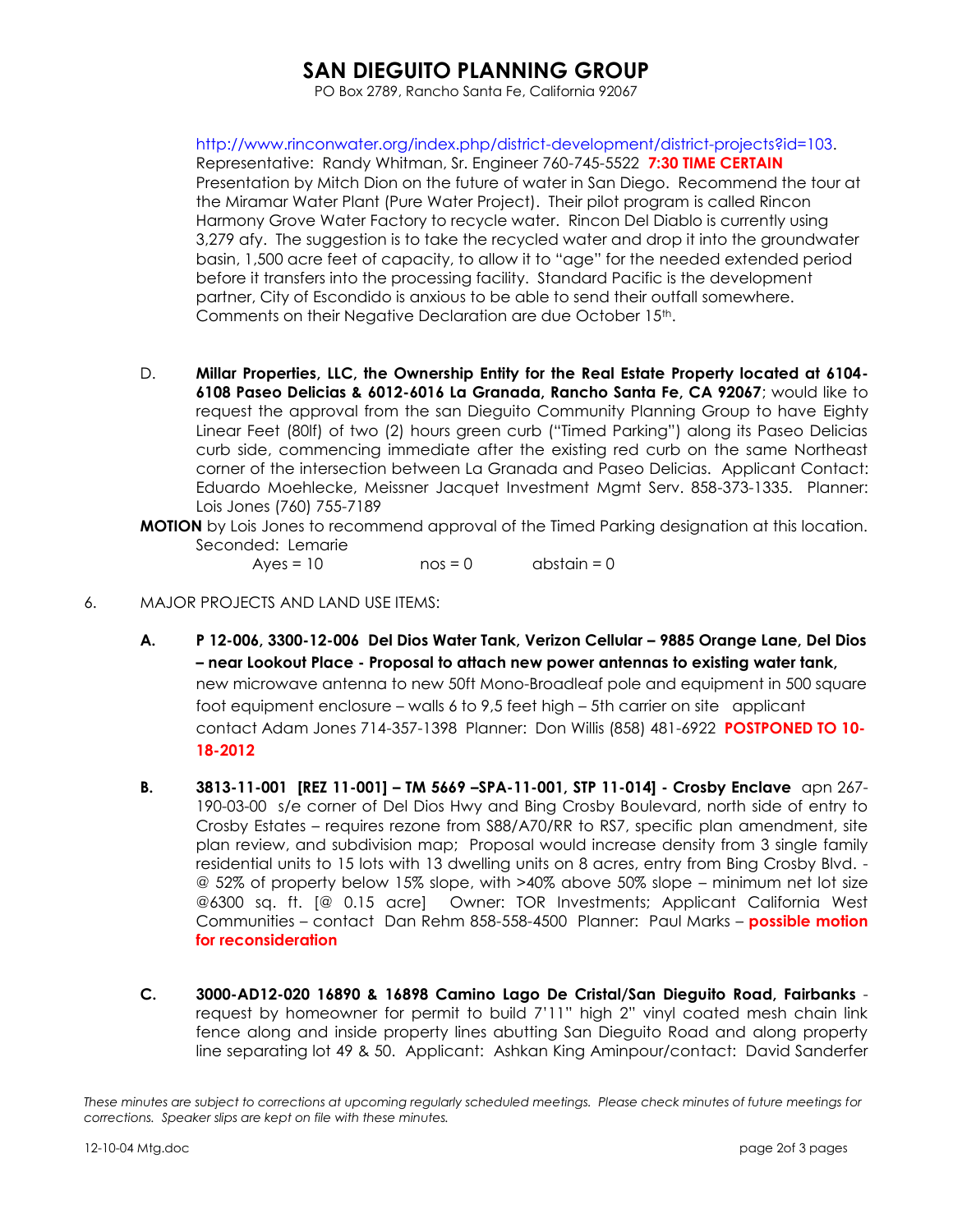# SAN DIEGUITO PLANNING GROUP

PO Box 2789, Rancho Santa Fe, California 92067

http://www.rinconwater.org/index.php/district-development/district-projects?id=103. Representative: Randy Whitman, Sr. Engineer 760-745-5522 **7:30 TIME CERTAIN** Presentation by Mitch Dion on the future of water in San Diego. Recommend the tour at the Miramar Water Plant (Pure Water Project). Their pilot program is called Rincon Harmony Grove Water Factory to recycle water. Rincon Del Diablo is currently using 3,279 afy. The suggestion is to take the recycled water and drop it into the groundwater basin, 1,500 acre feet of capacity, to allow it to "age" for the needed extended period before it transfers into the processing facility. Standard Pacific is the development partner, City of Escondido is anxious to be able to send their outfall somewhere. Comments on their Negative Declaration are due October 15th.

D. **Millar Properties, LLC, the Ownership Entity for the Real Estate Property located at 6104-6108 Paseo Delicias & 6012-6016 La Granada, Rancho Santa Fe, CA 92067**; would like to request the approval from the san Dieguito Community Planning Group to have Eighty Linear Feet (80lf) of two (2) hours green curb ("Timed Parking") along its Paseo Delicias curb side, commencing immediate after the existing red curb on the same Northeast corner of the intersection between La Granada and Paseo Delicias. Applicant Contact: Eduardo Moehlecke, Meissner Jacquet Investment Mgmt Serv. 858-373-1335. Planner: Lois Jones (760) 755-7189

**MOTION** by Lois Jones to recommend approval of the Timed Parking designation at this location. Seconded: Lemarie

Ayes = 10 nos = 0 abstain = 0

6. MAJOR PROJECTS AND LAND USE ITEMS:

**A. P 12-006, 3300-12-006 Del Dios Water Tank, Verizon Cellular – 9885 Orange Lane, Del Dios – near Lookout Place - Proposal to attach new power antennas to existing water tank,** new microwave antenna to new 50ft Mono-Broadleaf pole and equipment in 500 square foot equipment enclosure – walls 6 to 9,5 feet high – 5th carrier on site applicant contact Adam Jones 714-357-1398 Planner: Don Willis (858) 481-6922 **POSTPONED TO 10-18-2012**

**B. 3813-11-001 [REZ 11-001] – TM 5669 –SPA-11-001, STP 11-014] - Crosby Enclave** apn 267-190-03-00 s/e corner of Del Dios Hwy and Bing Crosby Boulevard, north side of entry to Crosby Estates – requires rezone from S88/A70/RR to RS7, specific plan amendment, site plan review, and subdivision map; Proposal would increase density from 3 single family residential units to 15 lots with 13 dwelling units on 8 acres, entry from Bing Crosby Blvd. - @ 52% of property below 15% slope, with >40% above 50% slope – minimum net lot size @6300 sq. ft. [@ 0.15 acre] Owner: TOR Investments; Applicant California West Communities – contact Dan Rehm 858-558-4500 Planner: Paul Marks – **possible motion for reconsideration**

**C. 3000-AD12-020 16890 & 16898 Camino Lago De Cristal/San Dieguito Road, Fairbanks** - request by homeowner for permit to build 7'11" high 2" vinyl coated mesh chain link fence along and inside property lines abutting San Dieguito Road and along property line separating lot 49 & 50. Applicant: Ashkan King Aminpour/contact: David Sanderfer

*These minutes are subject to corrections at upcoming regularly scheduled meetings. Please check minutes of future meetings for corrections. Speaker slips are kept on file with these minutes.*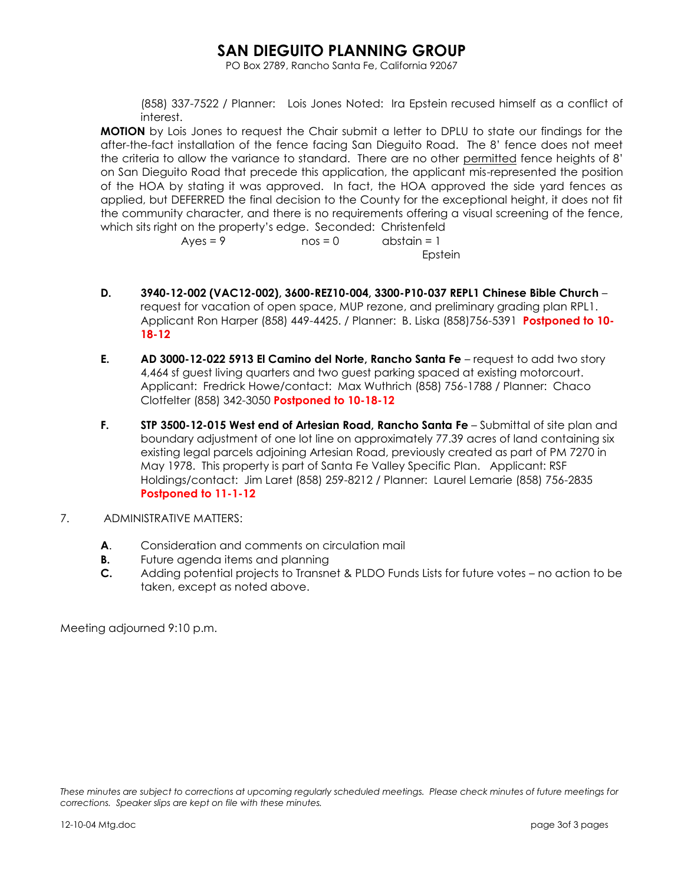# SAN DIEGUITO PLANNING GROUP

PO Box 2789, Rancho Santa Fe, California 92067

(858) 337-7522 / Planner: Lois Jones Noted: Ira Epstein recused himself as a conflict of interest.

**MOTION** by Lois Jones to request the Chair submit a letter to DPLU to state our findings for the after-the-fact installation of the fence facing San Dieguito Road. The 8' fence does not meet the criteria to allow the variance to standard. There are no other permitted fence heights of 8' on San Dieguito Road that precede this application, the applicant mis-represented the position of the HOA by stating it was approved. In fact, the HOA approved the side yard fences as applied, but DEFERRED the final decision to the County for the exceptional height, it does not fit the community character, and there is no requirements offering a visual screening of the fence, which sits right on the property's edge. Seconded: Christenfeld

Ayes = 9 nos = 0 abstain = 1
Epstein

**D.** **3940-12-002 (VAC12-002), 3600-REZ10-004, 3300-P10-037 REPL1 Chinese Bible Church** – request for vacation of open space, MUP rezone, and preliminary grading plan RPL1. Applicant Ron Harper (858) 449-4425. / Planner: B. Liska (858)756-5391 **Postponed to 10-18-12**

**E.** **AD 3000-12-022 5913 El Camino del Norte, Rancho Santa Fe** – request to add two story 4,464 sf guest living quarters and two guest parking spaced at existing motorcourt. Applicant: Fredrick Howe/contact: Max Wuthrich (858) 756-1788 / Planner: Chaco Clotfelter (858) 342-3050 **Postponed to 10-18-12**

**F.** **STP 3500-12-015 West end of Artesian Road, Rancho Santa Fe** – Submittal of site plan and boundary adjustment of one lot line on approximately 77.39 acres of land containing six existing legal parcels adjoining Artesian Road, previously created as part of PM 7270 in May 1978. This property is part of Santa Fe Valley Specific Plan. Applicant: RSF Holdings/contact: Jim Laret (858) 259-8212 / Planner: Laurel Lemarie (858) 756-2835 **Postponed to 11-1-12**

7. ADMINISTRATIVE MATTERS:

**A**. Consideration and comments on circulation mail
**B.** Future agenda items and planning
**C.** Adding potential projects to Transnet & PLDO Funds Lists for future votes – no action to be taken, except as noted above.

Meeting adjourned 9:10 p.m.

*These minutes are subject to corrections at upcoming regularly scheduled meetings. Please check minutes of future meetings for corrections. Speaker slips are kept on file with these minutes.*